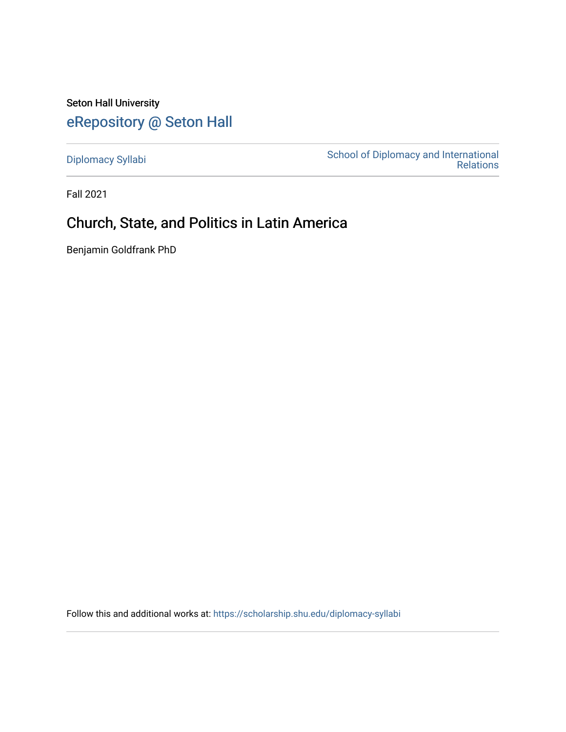Seton Hall University

eRepository @ Seton Hall

Diplomacy Syllabi

School of Diplomacy and International Relations

Fall 2021

# Church, State, and Politics in Latin America

Benjamin Goldfrank PhD

Follow this and additional works at: https://scholarship.shu.edu/diplomacy-syllabi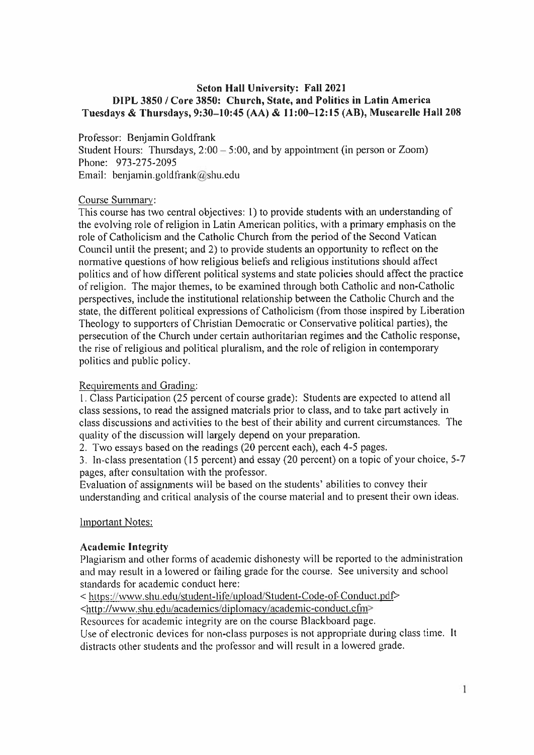**Seton Hall University: Fall 2021**
**DIPL 3850 / Core 3850: Church, State, and Politics in Latin America**
**Tuesdays & Thursdays, 9:30–10:45 (AA) & 11:00–12:15 (AB), Muscarelle Hall 208**

Professor: Benjamin Goldfrank
Student Hours: Thursdays, 2:00 – 5:00, and by appointment (in person or Zoom)
Phone: 973-275-2095
Email: benjamin.goldfrank@shu.edu

Course Summary:

This course has two central objectives: 1) to provide students with an understanding of the evolving role of religion in Latin American politics, with a primary emphasis on the role of Catholicism and the Catholic Church from the period of the Second Vatican Council until the present; and 2) to provide students an opportunity to reflect on the normative questions of how religious beliefs and religious institutions should affect politics and of how different political systems and state policies should affect the practice of religion. The major themes, to be examined through both Catholic and non-Catholic perspectives, include the institutional relationship between the Catholic Church and the state, the different political expressions of Catholicism (from those inspired by Liberation Theology to supporters of Christian Democratic or Conservative political parties), the persecution of the Church under certain authoritarian regimes and the Catholic response, the rise of religious and political pluralism, and the role of religion in contemporary politics and public policy.

Requirements and Grading:

1. Class Participation (25 percent of course grade): Students are expected to attend all class sessions, to read the assigned materials prior to class, and to take part actively in class discussions and activities to the best of their ability and current circumstances. The quality of the discussion will largely depend on your preparation.
2. Two essays based on the readings (20 percent each), each 4-5 pages.
3. In-class presentation (15 percent) and essay (20 percent) on a topic of your choice, 5-7 pages, after consultation with the professor.

Evaluation of assignments will be based on the students' abilities to convey their understanding and critical analysis of the course material and to present their own ideas.

Important Notes:

**Academic Integrity**

Plagiarism and other forms of academic dishonesty will be reported to the administration and may result in a lowered or failing grade for the course. See university and school standards for academic conduct here:

< https://www.shu.edu/student-life/upload/Student-Code-of-Conduct.pdf>
<http://www.shu.edu/academics/diplomacy/academic-conduct.cfm>

Resources for academic integrity are on the course Blackboard page.

Use of electronic devices for non-class purposes is not appropriate during class time. It distracts other students and the professor and will result in a lowered grade.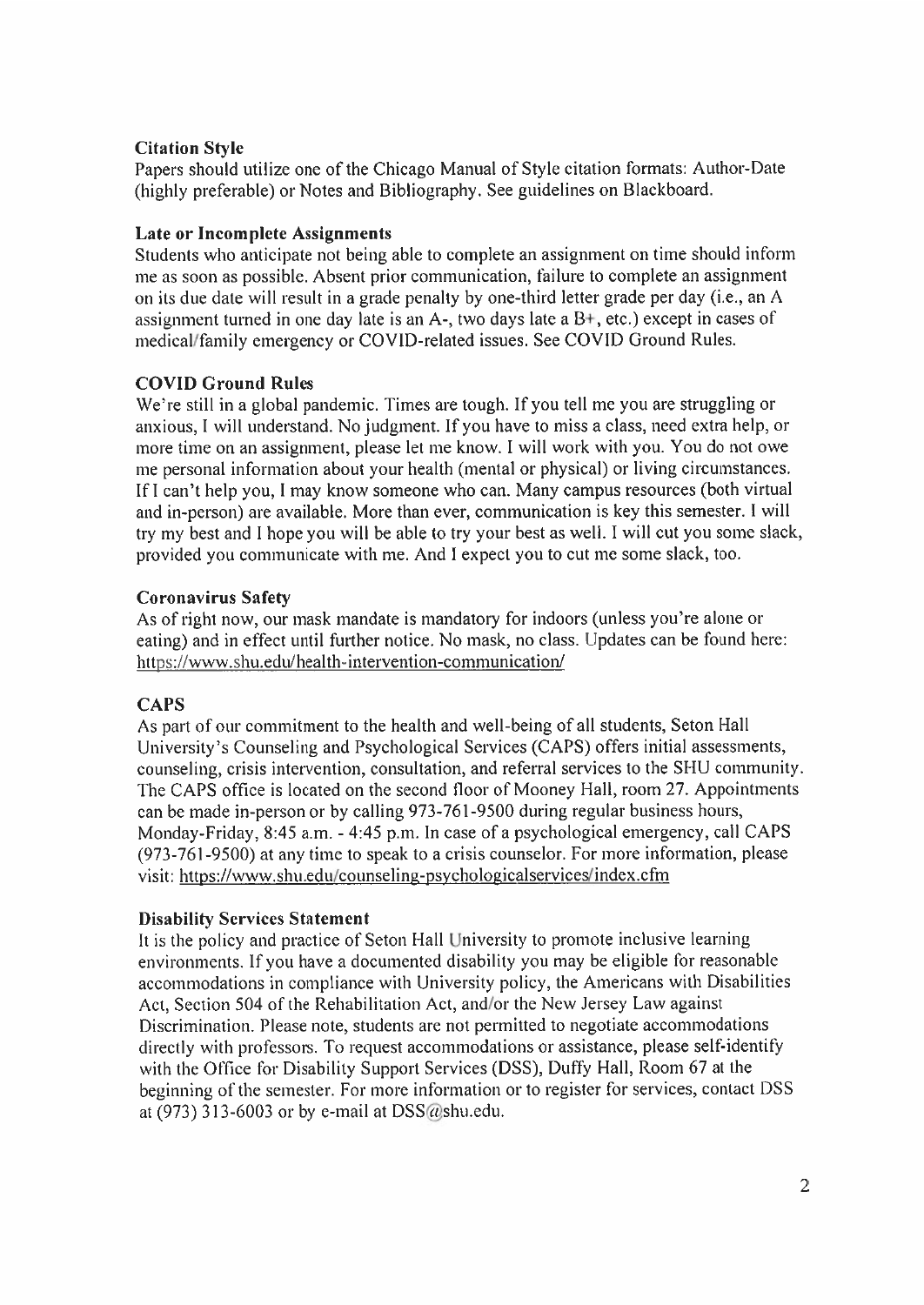### Citation Style

Papers should utilize one of the Chicago Manual of Style citation formats: Author-Date (highly preferable) or Notes and Bibliography. See guidelines on Blackboard.

### Late or Incomplete Assignments

Students who anticipate not being able to complete an assignment on time should inform me as soon as possible. Absent prior communication, failure to complete an assignment on its due date will result in a grade penalty by one-third letter grade per day (i.e., an A assignment turned in one day late is an A-, two days late a B+, etc.) except in cases of medical/family emergency or COVID-related issues. See COVID Ground Rules.

### COVID Ground Rules

We're still in a global pandemic. Times are tough. If you tell me you are struggling or anxious, I will understand. No judgment. If you have to miss a class, need extra help, or more time on an assignment, please let me know. I will work with you. You do not owe me personal information about your health (mental or physical) or living circumstances. If I can't help you, I may know someone who can. Many campus resources (both virtual and in-person) are available. More than ever, communication is key this semester. I will try my best and I hope you will be able to try your best as well. I will cut you some slack, provided you communicate with me. And I expect you to cut me some slack, too.

### Coronavirus Safety

As of right now, our mask mandate is mandatory for indoors (unless you're alone or eating) and in effect until further notice. No mask, no class. Updates can be found here: https://www.shu.edu/health-intervention-communication/

### CAPS

As part of our commitment to the health and well-being of all students, Seton Hall University's Counseling and Psychological Services (CAPS) offers initial assessments, counseling, crisis intervention, consultation, and referral services to the SHU community. The CAPS office is located on the second floor of Mooney Hall, room 27. Appointments can be made in-person or by calling 973-761-9500 during regular business hours, Monday-Friday, 8:45 a.m. - 4:45 p.m. In case of a psychological emergency, call CAPS (973-761-9500) at any time to speak to a crisis counselor. For more information, please visit: https://www.shu.edu/counseling-psychologicalservices/index.cfm

### Disability Services Statement

It is the policy and practice of Seton Hall University to promote inclusive learning environments. If you have a documented disability you may be eligible for reasonable accommodations in compliance with University policy, the Americans with Disabilities Act, Section 504 of the Rehabilitation Act, and/or the New Jersey Law against Discrimination. Please note, students are not permitted to negotiate accommodations directly with professors. To request accommodations or assistance, please self-identify with the Office for Disability Support Services (DSS), Duffy Hall, Room 67 at the beginning of the semester. For more information or to register for services, contact DSS at (973) 313-6003 or by e-mail at DSS@shu.edu.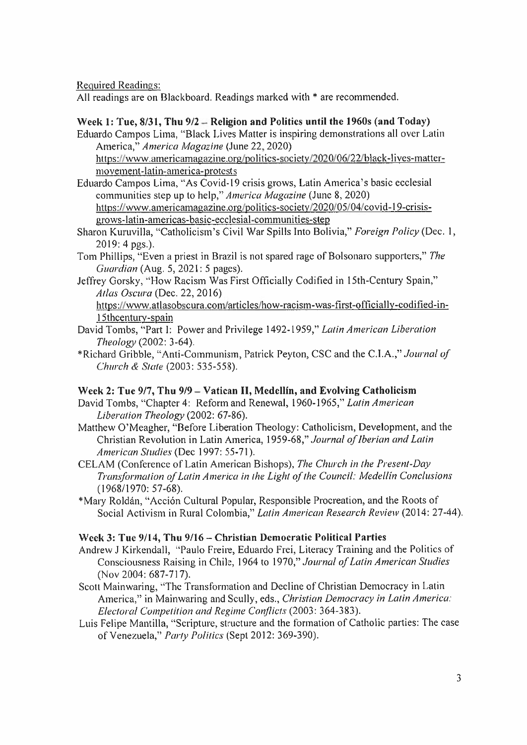Required Readings:

All readings are on Blackboard. Readings marked with * are recommended.

**Week 1: Tue, 8/31, Thu 9/2 – Religion and Politics until the 1960s (and Today)**

Eduardo Campos Lima, "Black Lives Matter is inspiring demonstrations all over Latin America," *America Magazine* (June 22, 2020) https://www.americamagazine.org/politics-society/2020/06/22/black-lives-matter-movement-latin-america-protests

Eduardo Campos Lima, "As Covid-19 crisis grows, Latin America's basic ecclesial communities step up to help," *America Magazine* (June 8, 2020) https://www.americamagazine.org/politics-society/2020/05/04/covid-19-crisis-grows-latin-americas-basic-ecclesial-communities-step

Sharon Kuruvilla, "Catholicism's Civil War Spills Into Bolivia," *Foreign Policy* (Dec. 1, 2019: 4 pgs.).

Tom Phillips, "Even a priest in Brazil is not spared rage of Bolsonaro supporters," *The Guardian* (Aug. 5, 2021: 5 pages).

Jeffrey Gorsky, "How Racism Was First Officially Codified in 15th-Century Spain," *Atlas Oscura* (Dec. 22, 2016) https://www.atlasobscura.com/articles/how-racism-was-first-officially-codified-in-15thcentury-spain

David Tombs, "Part I: Power and Privilege 1492-1959," *Latin American Liberation Theology* (2002: 3-64).

*Richard Gribble, "Anti-Communism, Patrick Peyton, CSC and the C.I.A.," *Journal of Church & State* (2003: 535-558).

**Week 2: Tue 9/7, Thu 9/9 – Vatican II, Medellín, and Evolving Catholicism**

David Tombs, "Chapter 4: Reform and Renewal, 1960-1965," *Latin American Liberation Theology* (2002: 67-86).

Matthew O'Meagher, "Before Liberation Theology: Catholicism, Development, and the Christian Revolution in Latin America, 1959-68," *Journal of Iberian and Latin American Studies* (Dec 1997: 55-71).

CELAM (Conference of Latin American Bishops), *The Church in the Present-Day Transformation of Latin America in the Light of the Council: Medellin Conclusions* (1968/1970: 57-68).

*Mary Roldán, "Acción Cultural Popular, Responsible Procreation, and the Roots of Social Activism in Rural Colombia," *Latin American Research Review* (2014: 27-44).

**Week 3: Tue 9/14, Thu 9/16 – Christian Democratic Political Parties**

Andrew J Kirkendall, "Paulo Freire, Eduardo Frei, Literacy Training and the Politics of Consciousness Raising in Chile, 1964 to 1970," *Journal of Latin American Studies* (Nov 2004: 687-717).

Scott Mainwaring, "The Transformation and Decline of Christian Democracy in Latin America," in Mainwaring and Scully, eds., *Christian Democracy in Latin America: Electoral Competition and Regime Conflicts* (2003: 364-383).

Luis Felipe Mantilla, "Scripture, structure and the formation of Catholic parties: The case of Venezuela," *Party Politics* (Sept 2012: 369-390).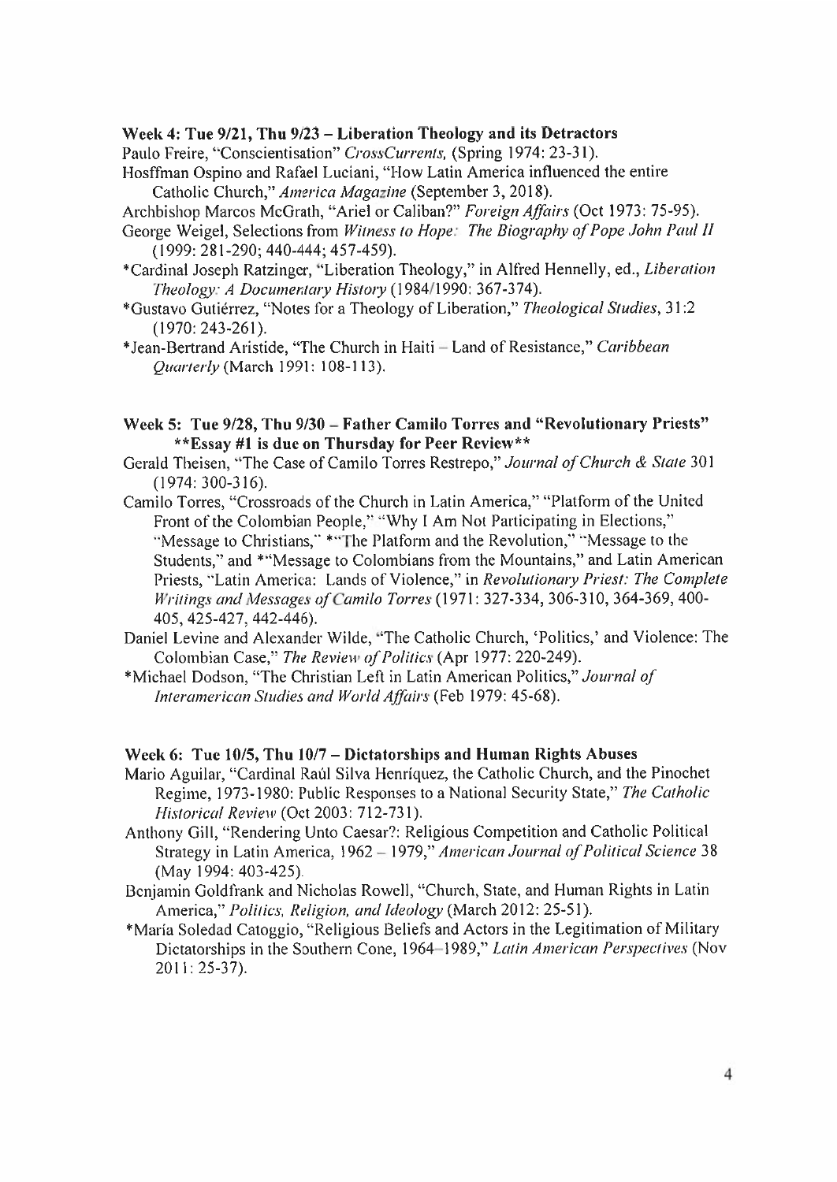**Week 4: Tue 9/21, Thu 9/23 – Liberation Theology and its Detractors**

Paulo Freire, "Conscientisation" *CrossCurrents,* (Spring 1974: 23-31).

Hosffman Ospino and Rafael Luciani, "How Latin America influenced the entire Catholic Church," *America Magazine* (September 3, 2018).

Archbishop Marcos McGrath, "Ariel or Caliban?" *Foreign Affairs* (Oct 1973: 75-95).

George Weigel, Selections from *Witness to Hope: The Biography of Pope John Paul II* (1999: 281-290; 440-444; 457-459).

*Cardinal Joseph Ratzinger, "Liberation Theology," in Alfred Hennelly, ed., *Liberation Theology: A Documentary History* (1984/1990: 367-374).

*Gustavo Gutiérrez, "Notes for a Theology of Liberation," *Theological Studies*, 31:2 (1970: 243-261).

*Jean-Bertrand Aristide, "The Church in Haiti – Land of Resistance," *Caribbean Quarterly* (March 1991: 108-113).

**Week 5: Tue 9/28, Thu 9/30 – Father Camilo Torres and "Revolutionary Priests"**
**\*\*Essay #1 is due on Thursday for Peer Review\*\***

Gerald Theisen, "The Case of Camilo Torres Restrepo," *Journal of Church & State* 301 (1974: 300-316).

Camilo Torres, "Crossroads of the Church in Latin America," "Platform of the United Front of the Colombian People," "Why I Am Not Participating in Elections," "Message to Christians," *"The Platform and the Revolution," "Message to the Students," and *"Message to Colombians from the Mountains," and Latin American Priests, "Latin America: Lands of Violence," in *Revolutionary Priest: The Complete Writings and Messages of Camilo Torres* (1971: 327-334, 306-310, 364-369, 400-405, 425-427, 442-446).

Daniel Levine and Alexander Wilde, "The Catholic Church, 'Politics,' and Violence: The Colombian Case," *The Review of Politics* (Apr 1977: 220-249).

*Michael Dodson, "The Christian Left in Latin American Politics," *Journal of Interamerican Studies and World Affairs* (Feb 1979: 45-68).

**Week 6: Tue 10/5, Thu 10/7 – Dictatorships and Human Rights Abuses**

Mario Aguilar, "Cardinal Raúl Silva Henríquez, the Catholic Church, and the Pinochet Regime, 1973-1980: Public Responses to a National Security State," *The Catholic Historical Review* (Oct 2003: 712-731).

Anthony Gill, "Rendering Unto Caesar?: Religious Competition and Catholic Political Strategy in Latin America, 1962 – 1979," *American Journal of Political Science* 38 (May 1994: 403-425).

Benjamin Goldfrank and Nicholas Rowell, "Church, State, and Human Rights in Latin America," *Politics, Religion, and Ideology* (March 2012: 25-51).

*María Soledad Catoggio, "Religious Beliefs and Actors in the Legitimation of Military Dictatorships in the Southern Cone, 1964–1989," *Latin American Perspectives* (Nov 2011: 25-37).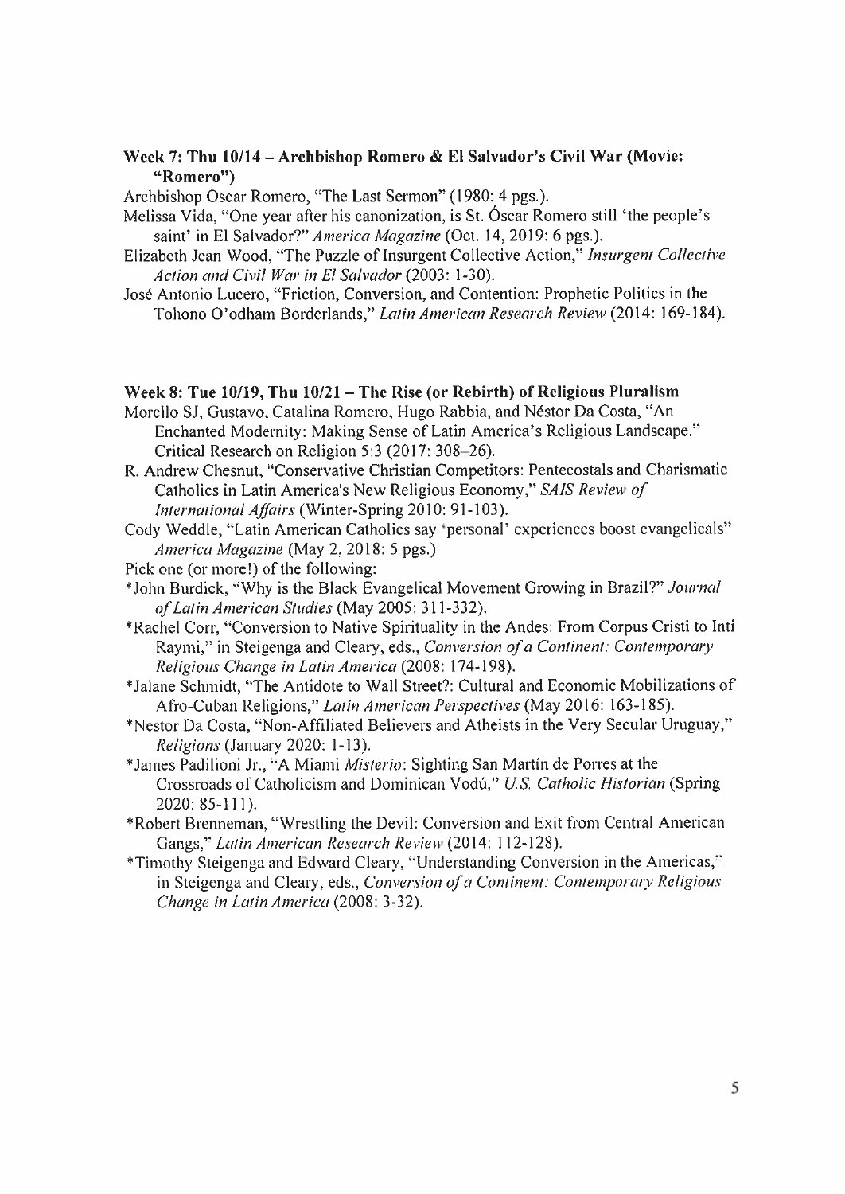**Week 7: Thu 10/14 – Archbishop Romero & El Salvador's Civil War (Movie: "Romero")**

Archbishop Oscar Romero, "The Last Sermon" (1980: 4 pgs.).

Melissa Vida, "One year after his canonization, is St. Óscar Romero still 'the people's saint' in El Salvador?" *America Magazine* (Oct. 14, 2019: 6 pgs.).

Elizabeth Jean Wood, "The Puzzle of Insurgent Collective Action," *Insurgent Collective Action and Civil War in El Salvador* (2003: 1-30).

José Antonio Lucero, "Friction, Conversion, and Contention: Prophetic Politics in the Tohono O'odham Borderlands," *Latin American Research Review* (2014: 169-184).

**Week 8: Tue 10/19, Thu 10/21 – The Rise (or Rebirth) of Religious Pluralism**

Morello SJ, Gustavo, Catalina Romero, Hugo Rabbia, and Néstor Da Costa, "An Enchanted Modernity: Making Sense of Latin America's Religious Landscape." Critical Research on Religion 5:3 (2017: 308–26).

R. Andrew Chesnut, "Conservative Christian Competitors: Pentecostals and Charismatic Catholics in Latin America's New Religious Economy," *SAIS Review of International Affairs* (Winter-Spring 2010: 91-103).

Cody Weddle, "Latin American Catholics say 'personal' experiences boost evangelicals" *America Magazine* (May 2, 2018: 5 pgs.)

Pick one (or more!) of the following:

*John Burdick, "Why is the Black Evangelical Movement Growing in Brazil?" *Journal of Latin American Studies* (May 2005: 311-332).

*Rachel Corr, "Conversion to Native Spirituality in the Andes: From Corpus Cristi to Inti Raymi," in Steigenga and Cleary, eds., *Conversion of a Continent: Contemporary Religious Change in Latin America* (2008: 174-198).

*Jalane Schmidt, "The Antidote to Wall Street?: Cultural and Economic Mobilizations of Afro-Cuban Religions," *Latin American Perspectives* (May 2016: 163-185).

*Nestor Da Costa, "Non-Affiliated Believers and Atheists in the Very Secular Uruguay," *Religions* (January 2020: 1-13).

*James Padilioni Jr., "A Miami *Misterio*: Sighting San Martín de Porres at the Crossroads of Catholicism and Dominican Vodú," *U.S. Catholic Historian* (Spring 2020: 85-111).

*Robert Brenneman, "Wrestling the Devil: Conversion and Exit from Central American Gangs," *Latin American Research Review* (2014: 112-128).

*Timothy Steigenga and Edward Cleary, "Understanding Conversion in the Americas," in Steigenga and Cleary, eds., *Conversion of a Continent: Contemporary Religious Change in Latin America* (2008: 3-32).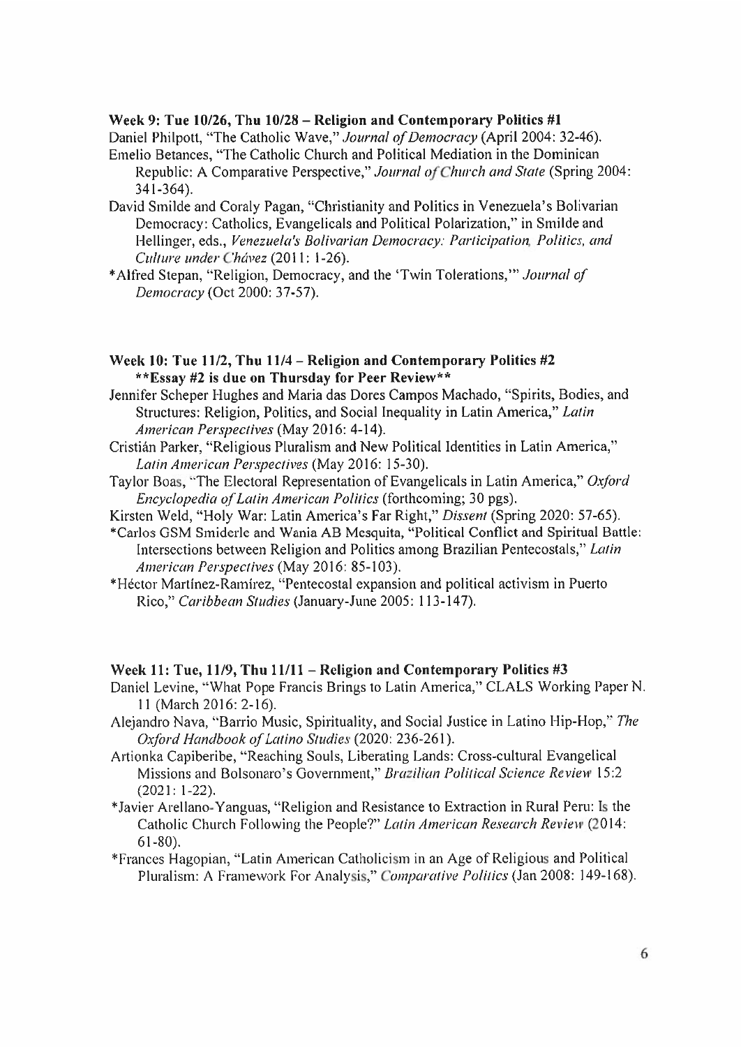**Week 9: Tue 10/26, Thu 10/28 – Religion and Contemporary Politics #1**

Daniel Philpott, "The Catholic Wave," *Journal of Democracy* (April 2004: 32-46).

Emelio Betances, "The Catholic Church and Political Mediation in the Dominican Republic: A Comparative Perspective," *Journal of Church and State* (Spring 2004: 341-364).

David Smilde and Coraly Pagan, "Christianity and Politics in Venezuela's Bolivarian Democracy: Catholics, Evangelicals and Political Polarization," in Smilde and Hellinger, eds., *Venezuela's Bolivarian Democracy: Participation, Politics, and Culture under Chávez* (2011: 1-26).

*Alfred Stepan, "Religion, Democracy, and the 'Twin Tolerations,'" *Journal of Democracy* (Oct 2000: 37-57).

**Week 10: Tue 11/2, Thu 11/4 – Religion and Contemporary Politics #2**
**\*\*Essay #2 is due on Thursday for Peer Review\*\***

Jennifer Scheper Hughes and Maria das Dores Campos Machado, "Spirits, Bodies, and Structures: Religion, Politics, and Social Inequality in Latin America," *Latin American Perspectives* (May 2016: 4-14).

Cristián Parker, "Religious Pluralism and New Political Identities in Latin America," *Latin American Perspectives* (May 2016: 15-30).

Taylor Boas, "The Electoral Representation of Evangelicals in Latin America," *Oxford Encyclopedia of Latin American Politics* (forthcoming; 30 pgs).

Kirsten Weld, "Holy War: Latin America's Far Right," *Dissent* (Spring 2020: 57-65).

*Carlos GSM Smiderle and Wania AB Mesquita, "Political Conflict and Spiritual Battle: Intersections between Religion and Politics among Brazilian Pentecostals," *Latin American Perspectives* (May 2016: 85-103).

*Héctor Martínez-Ramírez, "Pentecostal expansion and political activism in Puerto Rico," *Caribbean Studies* (January-June 2005: 113-147).

**Week 11: Tue, 11/9, Thu 11/11 – Religion and Contemporary Politics #3**

Daniel Levine, "What Pope Francis Brings to Latin America," CLALS Working Paper N. 11 (March 2016: 2-16).

Alejandro Nava, "Barrio Music, Spirituality, and Social Justice in Latino Hip-Hop," *The Oxford Handbook of Latino Studies* (2020: 236-261).

Artionka Capiberibe, "Reaching Souls, Liberating Lands: Cross-cultural Evangelical Missions and Bolsonaro's Government," *Brazilian Political Science Review* 15:2 (2021: 1-22).

*Javier Arellano-Yanguas, "Religion and Resistance to Extraction in Rural Peru: Is the Catholic Church Following the People?" *Latin American Research Review* (2014: 61-80).

*Frances Hagopian, "Latin American Catholicism in an Age of Religious and Political Pluralism: A Framework For Analysis," *Comparative Politics* (Jan 2008: 149-168).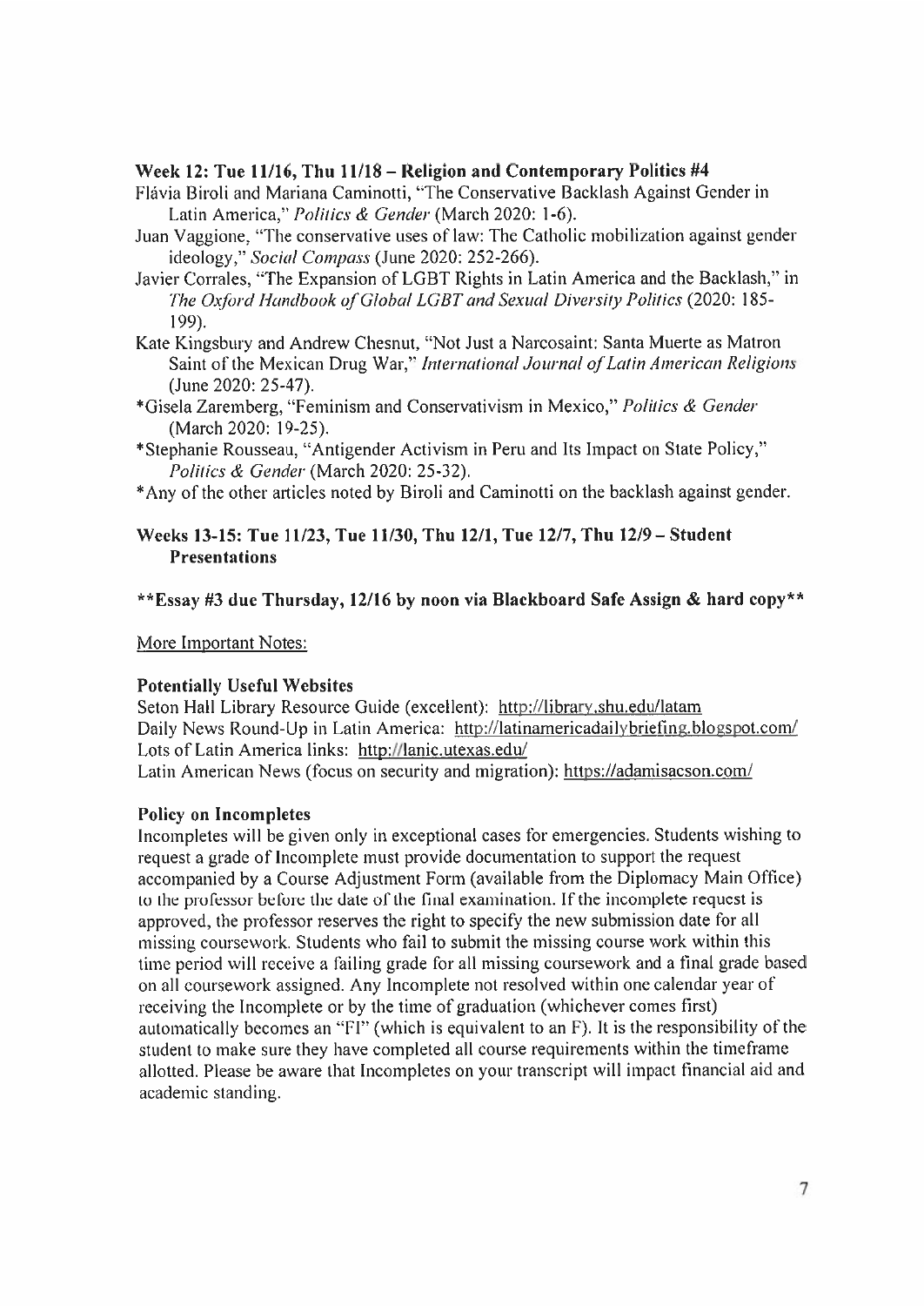**Week 12: Tue 11/16, Thu 11/18 – Religion and Contemporary Politics #4**

Flávia Biroli and Mariana Caminotti, "The Conservative Backlash Against Gender in Latin America," *Politics & Gender* (March 2020: 1-6).

Juan Vaggione, "The conservative uses of law: The Catholic mobilization against gender ideology," *Social Compass* (June 2020: 252-266).

Javier Corrales, "The Expansion of LGBT Rights in Latin America and the Backlash," in *The Oxford Handbook of Global LGBT and Sexual Diversity Politics* (2020: 185-199).

Kate Kingsbury and Andrew Chesnut, "Not Just a Narcosaint: Santa Muerte as Matron Saint of the Mexican Drug War," *International Journal of Latin American Religions* (June 2020: 25-47).

*Gisela Zaremberg, "Feminism and Conservativism in Mexico," *Politics & Gender* (March 2020: 19-25).

*Stephanie Rousseau, "Antigender Activism in Peru and Its Impact on State Policy," *Politics & Gender* (March 2020: 25-32).

*Any of the other articles noted by Biroli and Caminotti on the backlash against gender.

**Weeks 13-15: Tue 11/23, Tue 11/30, Thu 12/1, Tue 12/7, Thu 12/9 – Student Presentations**

****Essay #3 due Thursday, 12/16 by noon via Blackboard Safe Assign & hard copy****

More Important Notes:

**Potentially Useful Websites**

Seton Hall Library Resource Guide (excellent): http://library.shu.edu/latam
Daily News Round-Up in Latin America: http://latinamericadailybriefing.blogspot.com/
Lots of Latin America links: http://lanic.utexas.edu/
Latin American News (focus on security and migration): https://adamisacson.com/

**Policy on Incompletes**

Incompletes will be given only in exceptional cases for emergencies. Students wishing to request a grade of Incomplete must provide documentation to support the request accompanied by a Course Adjustment Form (available from the Diplomacy Main Office) to the professor before the date of the final examination. If the incomplete request is approved, the professor reserves the right to specify the new submission date for all missing coursework. Students who fail to submit the missing course work within this time period will receive a failing grade for all missing coursework and a final grade based on all coursework assigned. Any Incomplete not resolved within one calendar year of receiving the Incomplete or by the time of graduation (whichever comes first) automatically becomes an "FI" (which is equivalent to an F). It is the responsibility of the student to make sure they have completed all course requirements within the timeframe allotted. Please be aware that Incompletes on your transcript will impact financial aid and academic standing.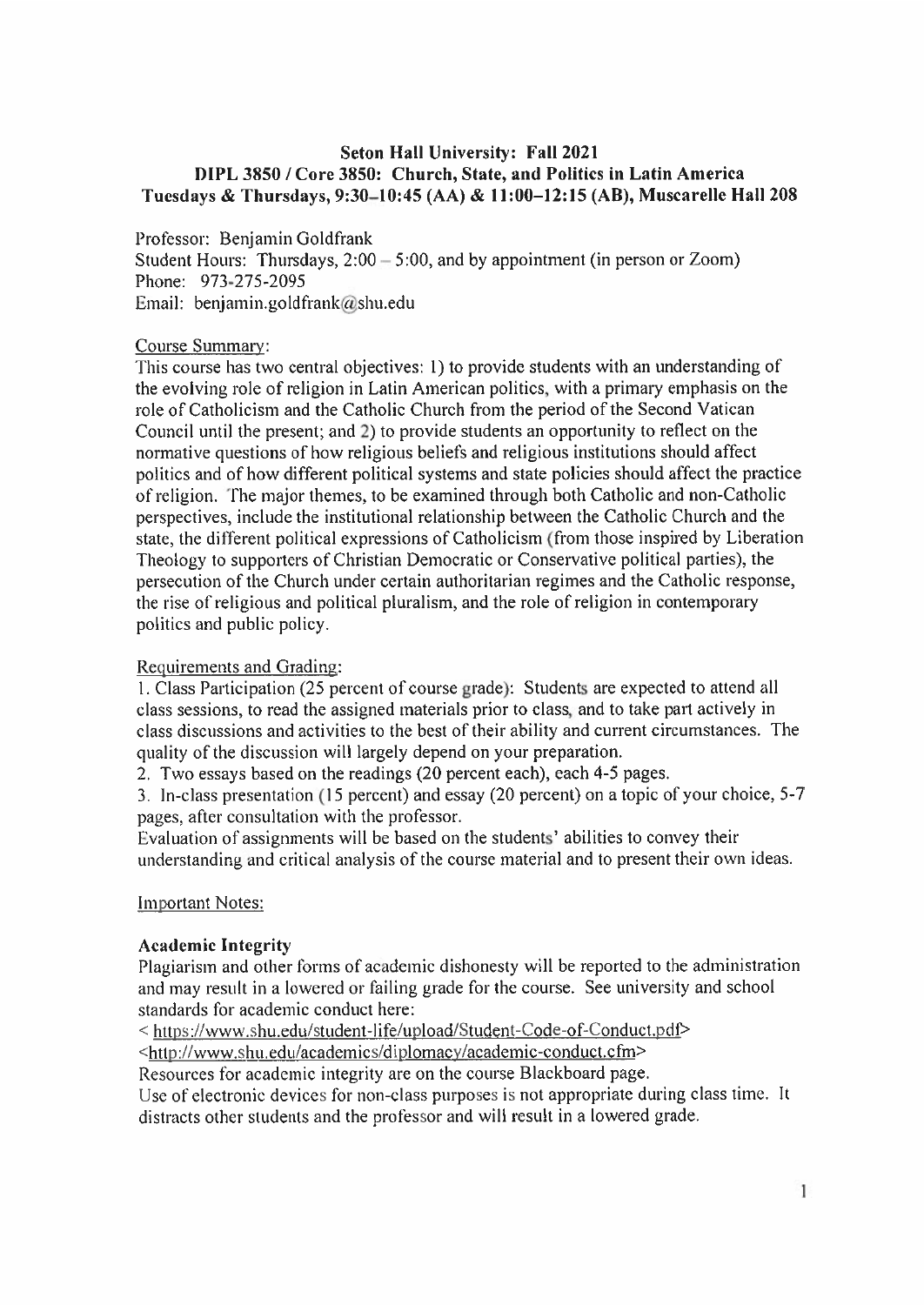**Seton Hall University: Fall 2021**
**DIPL 3850 / Core 3850: Church, State, and Politics in Latin America**
**Tuesdays & Thursdays, 9:30–10:45 (AA) & 11:00–12:15 (AB), Muscarelle Hall 208**

Professor: Benjamin Goldfrank
Student Hours: Thursdays, 2:00 – 5:00, and by appointment (in person or Zoom)
Phone: 973-275-2095
Email: benjamin.goldfrank@shu.edu

Course Summary:

This course has two central objectives: 1) to provide students with an understanding of the evolving role of religion in Latin American politics, with a primary emphasis on the role of Catholicism and the Catholic Church from the period of the Second Vatican Council until the present; and 2) to provide students an opportunity to reflect on the normative questions of how religious beliefs and religious institutions should affect politics and of how different political systems and state policies should affect the practice of religion. The major themes, to be examined through both Catholic and non-Catholic perspectives, include the institutional relationship between the Catholic Church and the state, the different political expressions of Catholicism (from those inspired by Liberation Theology to supporters of Christian Democratic or Conservative political parties), the persecution of the Church under certain authoritarian regimes and the Catholic response, the rise of religious and political pluralism, and the role of religion in contemporary politics and public policy.

Requirements and Grading:

1. Class Participation (25 percent of course grade): Students are expected to attend all class sessions, to read the assigned materials prior to class, and to take part actively in class discussions and activities to the best of their ability and current circumstances. The quality of the discussion will largely depend on your preparation.
2. Two essays based on the readings (20 percent each), each 4-5 pages.
3. In-class presentation (15 percent) and essay (20 percent) on a topic of your choice, 5-7 pages, after consultation with the professor.

Evaluation of assignments will be based on the students' abilities to convey their understanding and critical analysis of the course material and to present their own ideas.

Important Notes:

**Academic Integrity**

Plagiarism and other forms of academic dishonesty will be reported to the administration and may result in a lowered or failing grade for the course. See university and school standards for academic conduct here:

< https://www.shu.edu/student-life/upload/Student-Code-of-Conduct.pdf>
<http://www.shu.edu/academics/diplomacy/academic-conduct.cfm>

Resources for academic integrity are on the course Blackboard page.

Use of electronic devices for non-class purposes is not appropriate during class time. It distracts other students and the professor and will result in a lowered grade.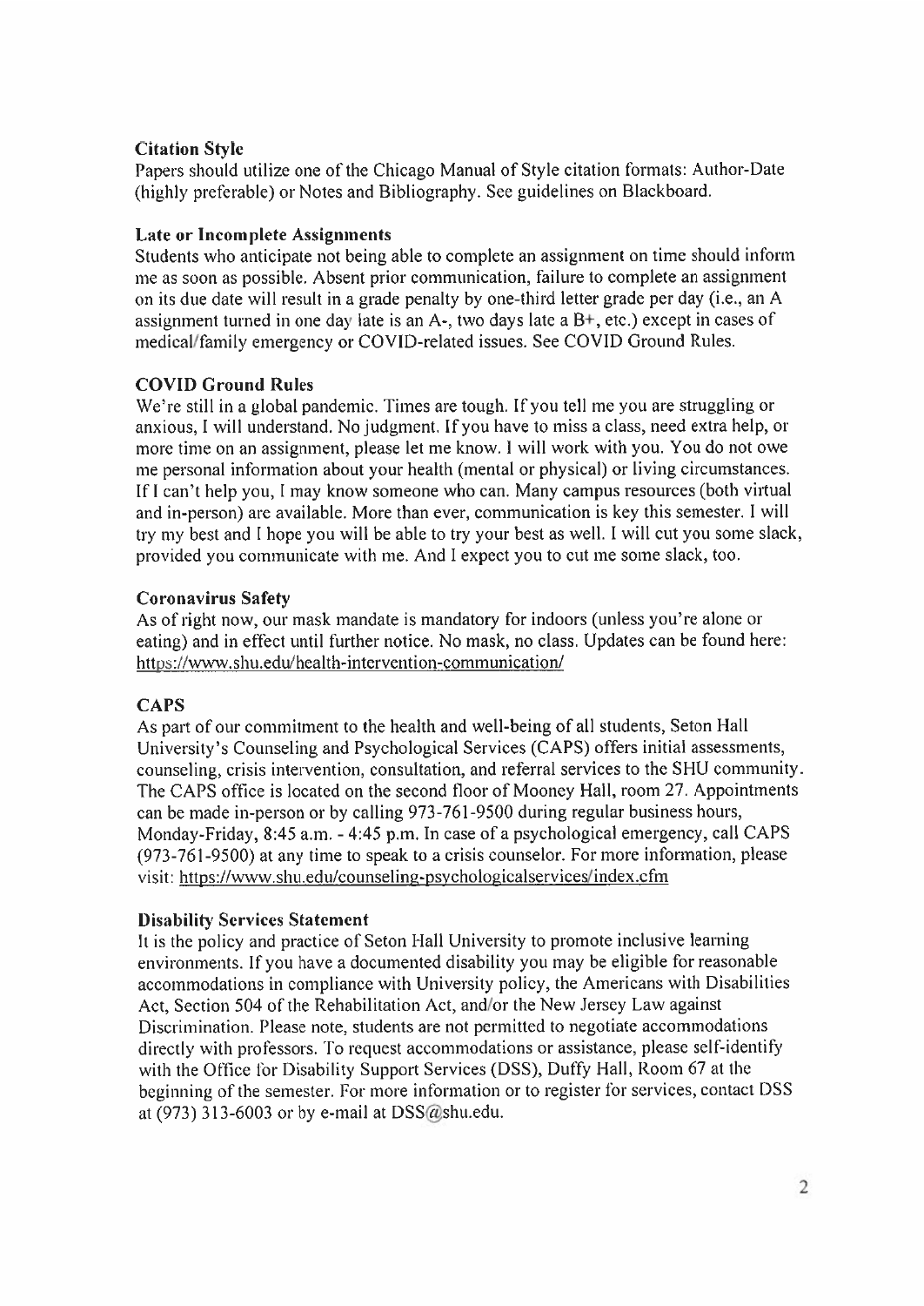### Citation Style

Papers should utilize one of the Chicago Manual of Style citation formats: Author-Date (highly preferable) or Notes and Bibliography. See guidelines on Blackboard.

### Late or Incomplete Assignments

Students who anticipate not being able to complete an assignment on time should inform me as soon as possible. Absent prior communication, failure to complete an assignment on its due date will result in a grade penalty by one-third letter grade per day (i.e., an A assignment turned in one day late is an A-, two days late a B+, etc.) except in cases of medical/family emergency or COVID-related issues. See COVID Ground Rules.

### COVID Ground Rules

We're still in a global pandemic. Times are tough. If you tell me you are struggling or anxious, I will understand. No judgment. If you have to miss a class, need extra help, or more time on an assignment, please let me know. I will work with you. You do not owe me personal information about your health (mental or physical) or living circumstances. If I can't help you, I may know someone who can. Many campus resources (both virtual and in-person) are available. More than ever, communication is key this semester. I will try my best and I hope you will be able to try your best as well. I will cut you some slack, provided you communicate with me. And I expect you to cut me some slack, too.

### Coronavirus Safety

As of right now, our mask mandate is mandatory for indoors (unless you're alone or eating) and in effect until further notice. No mask, no class. Updates can be found here: https://www.shu.edu/health-intervention-communication/

### CAPS

As part of our commitment to the health and well-being of all students, Seton Hall University's Counseling and Psychological Services (CAPS) offers initial assessments, counseling, crisis intervention, consultation, and referral services to the SHU community. The CAPS office is located on the second floor of Mooney Hall, room 27. Appointments can be made in-person or by calling 973-761-9500 during regular business hours, Monday-Friday, 8:45 a.m. - 4:45 p.m. In case of a psychological emergency, call CAPS (973-761-9500) at any time to speak to a crisis counselor. For more information, please visit: https://www.shu.edu/counseling-psychologicalservices/index.cfm

### Disability Services Statement

It is the policy and practice of Seton Hall University to promote inclusive learning environments. If you have a documented disability you may be eligible for reasonable accommodations in compliance with University policy, the Americans with Disabilities Act, Section 504 of the Rehabilitation Act, and/or the New Jersey Law against Discrimination. Please note, students are not permitted to negotiate accommodations directly with professors. To request accommodations or assistance, please self-identify with the Office for Disability Support Services (DSS), Duffy Hall, Room 67 at the beginning of the semester. For more information or to register for services, contact DSS at (973) 313-6003 or by e-mail at DSS@shu.edu.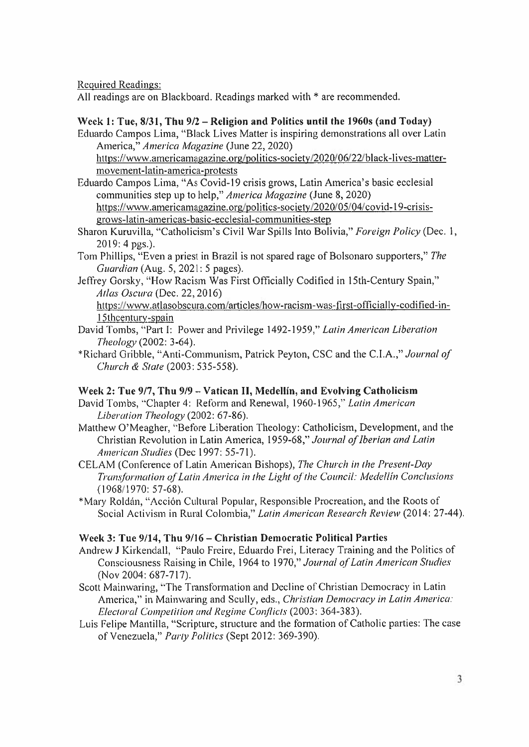Required Readings:

All readings are on Blackboard. Readings marked with * are recommended.

**Week 1: Tue, 8/31, Thu 9/2 – Religion and Politics until the 1960s (and Today)**

Eduardo Campos Lima, "Black Lives Matter is inspiring demonstrations all over Latin America," *America Magazine* (June 22, 2020) https://www.americamagazine.org/politics-society/2020/06/22/black-lives-matter-movement-latin-america-protests

Eduardo Campos Lima, "As Covid-19 crisis grows, Latin America's basic ecclesial communities step up to help," *America Magazine* (June 8, 2020) https://www.americamagazine.org/politics-society/2020/05/04/covid-19-crisis-grows-latin-americas-basic-ecclesial-communities-step

Sharon Kuruvilla, "Catholicism's Civil War Spills Into Bolivia," *Foreign Policy* (Dec. 1, 2019: 4 pgs.).

Tom Phillips, "Even a priest in Brazil is not spared rage of Bolsonaro supporters," *The Guardian* (Aug. 5, 2021: 5 pages).

Jeffrey Gorsky, "How Racism Was First Officially Codified in 15th-Century Spain," *Atlas Oscura* (Dec. 22, 2016) https://www.atlasobscura.com/articles/how-racism-was-first-officially-codified-in-15thcentury-spain

David Tombs, "Part I: Power and Privilege 1492-1959," *Latin American Liberation Theology* (2002: 3-64).

*Richard Gribble, "Anti-Communism, Patrick Peyton, CSC and the C.I.A.," *Journal of Church & State* (2003: 535-558).

**Week 2: Tue 9/7, Thu 9/9 – Vatican II, Medellín, and Evolving Catholicism**

David Tombs, "Chapter 4: Reform and Renewal, 1960-1965," *Latin American Liberation Theology* (2002: 67-86).

Matthew O'Meagher, "Before Liberation Theology: Catholicism, Development, and the Christian Revolution in Latin America, 1959-68," *Journal of Iberian and Latin American Studies* (Dec 1997: 55-71).

CELAM (Conference of Latin American Bishops), *The Church in the Present-Day Transformation of Latin America in the Light of the Council: Medellín Conclusions* (1968/1970: 57-68).

*Mary Roldán, "Acción Cultural Popular, Responsible Procreation, and the Roots of Social Activism in Rural Colombia," *Latin American Research Review* (2014: 27-44).

**Week 3: Tue 9/14, Thu 9/16 – Christian Democratic Political Parties**

Andrew J Kirkendall, "Paulo Freire, Eduardo Frei, Literacy Training and the Politics of Consciousness Raising in Chile, 1964 to 1970," *Journal of Latin American Studies* (Nov 2004: 687-717).

Scott Mainwaring, "The Transformation and Decline of Christian Democracy in Latin America," in Mainwaring and Scully, eds., *Christian Democracy in Latin America: Electoral Competition and Regime Conflicts* (2003: 364-383).

Luis Felipe Mantilla, "Scripture, structure and the formation of Catholic parties: The case of Venezuela," *Party Politics* (Sept 2012: 369-390).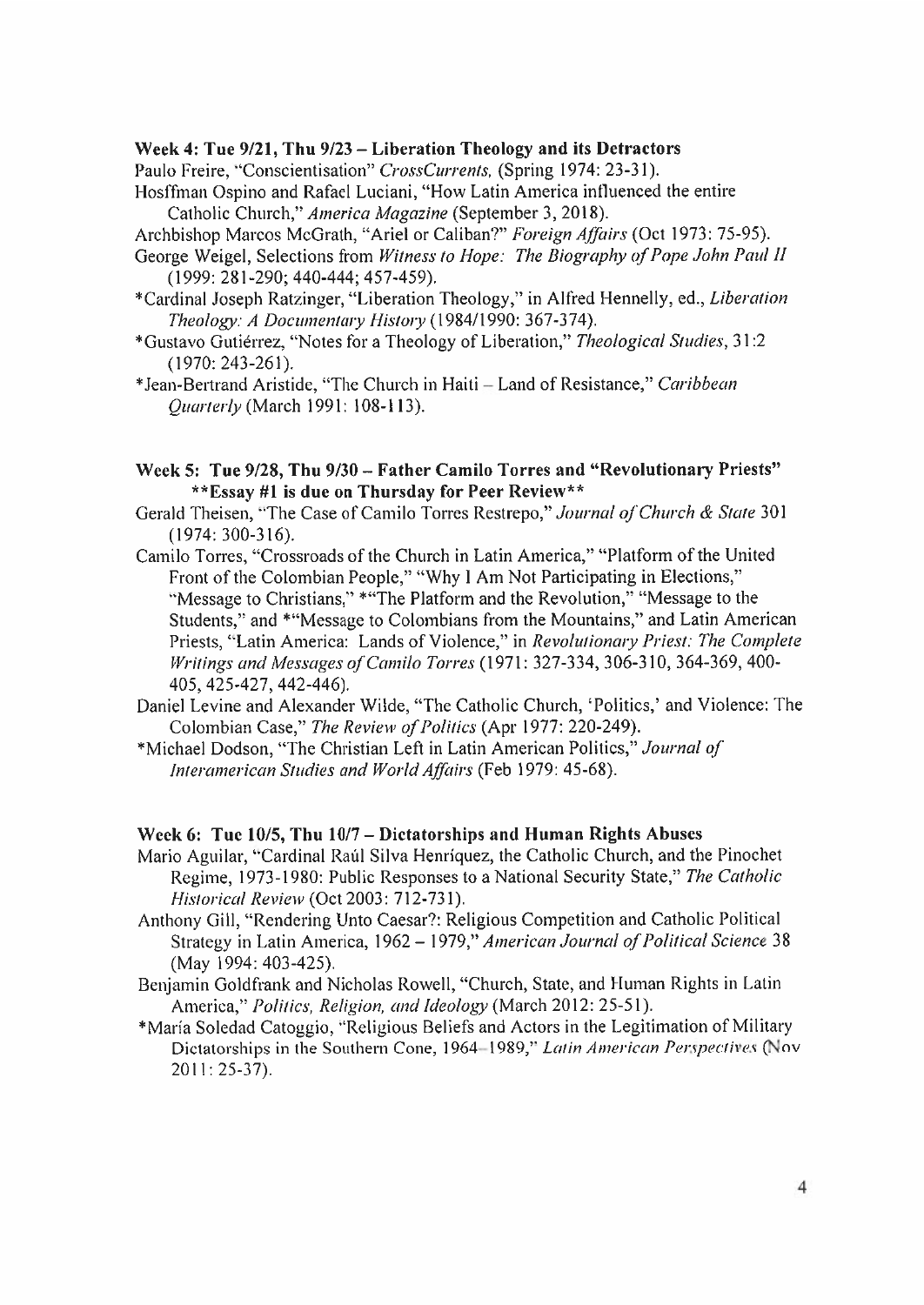**Week 4: Tue 9/21, Thu 9/23 – Liberation Theology and its Detractors**

Paulo Freire, "Conscientisation" *CrossCurrents*, (Spring 1974: 23-31).

Hosffman Ospino and Rafael Luciani, "How Latin America influenced the entire Catholic Church," *America Magazine* (September 3, 2018).

Archbishop Marcos McGrath, "Ariel or Caliban?" *Foreign Affairs* (Oct 1973: 75-95).

George Weigel, Selections from *Witness to Hope: The Biography of Pope John Paul II* (1999: 281-290; 440-444; 457-459).

*Cardinal Joseph Ratzinger, "Liberation Theology," in Alfred Hennelly, ed., *Liberation Theology: A Documentary History* (1984/1990: 367-374).

*Gustavo Gutiérrez, "Notes for a Theology of Liberation," *Theological Studies*, 31:2 (1970: 243-261).

*Jean-Bertrand Aristide, "The Church in Haiti – Land of Resistance," *Caribbean Quarterly* (March 1991: 108-113).

**Week 5: Tue 9/28, Thu 9/30 – Father Camilo Torres and "Revolutionary Priests"**
****Essay #1 is due on Thursday for Peer Review****

Gerald Theisen, "The Case of Camilo Torres Restrepo," *Journal of Church & State* 301 (1974: 300-316).

Camilo Torres, "Crossroads of the Church in Latin America," "Platform of the United Front of the Colombian People," "Why I Am Not Participating in Elections," "Message to Christians," *"The Platform and the Revolution," "Message to the Students," and *"Message to Colombians from the Mountains," and Latin American Priests, "Latin America: Lands of Violence," in *Revolutionary Priest: The Complete Writings and Messages of Camilo Torres* (1971: 327-334, 306-310, 364-369, 400-405, 425-427, 442-446).

Daniel Levine and Alexander Wilde, "The Catholic Church, 'Politics,' and Violence: The Colombian Case," *The Review of Politics* (Apr 1977: 220-249).

*Michael Dodson, "The Christian Left in Latin American Politics," *Journal of Interamerican Studies and World Affairs* (Feb 1979: 45-68).

**Week 6: Tue 10/5, Thu 10/7 – Dictatorships and Human Rights Abuses**

Mario Aguilar, "Cardinal Raúl Silva Henríquez, the Catholic Church, and the Pinochet Regime, 1973-1980: Public Responses to a National Security State," *The Catholic Historical Review* (Oct 2003: 712-731).

Anthony Gill, "Rendering Unto Caesar?: Religious Competition and Catholic Political Strategy in Latin America, 1962 – 1979," *American Journal of Political Science* 38 (May 1994: 403-425).

Benjamin Goldfrank and Nicholas Rowell, "Church, State, and Human Rights in Latin America," *Politics, Religion, and Ideology* (March 2012: 25-51).

*María Soledad Catoggio, "Religious Beliefs and Actors in the Legitimation of Military Dictatorships in the Southern Cone, 1964–1989," *Latin American Perspectives* (Nov 2011: 25-37).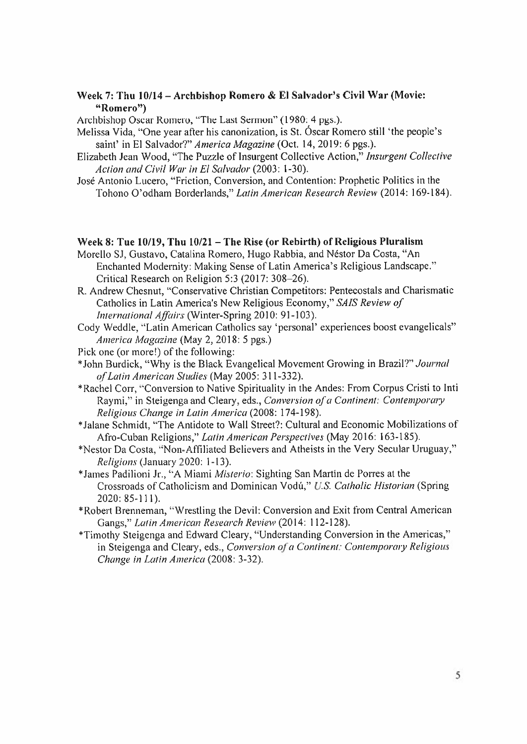**Week 7: Thu 10/14 – Archbishop Romero & El Salvador's Civil War (Movie: "Romero")**

Archbishop Oscar Romero, "The Last Sermon" (1980: 4 pgs.).

Melissa Vida, "One year after his canonization, is St. Óscar Romero still 'the people's saint' in El Salvador?" *America Magazine* (Oct. 14, 2019: 6 pgs.).

Elizabeth Jean Wood, "The Puzzle of Insurgent Collective Action," *Insurgent Collective Action and Civil War in El Salvador* (2003: 1-30).

José Antonio Lucero, "Friction, Conversion, and Contention: Prophetic Politics in the Tohono O'odham Borderlands," *Latin American Research Review* (2014: 169-184).

**Week 8: Tue 10/19, Thu 10/21 – The Rise (or Rebirth) of Religious Pluralism**

Morello SJ, Gustavo, Catalina Romero, Hugo Rabbia, and Néstor Da Costa, "An Enchanted Modernity: Making Sense of Latin America's Religious Landscape." Critical Research on Religion 5:3 (2017: 308–26).

R. Andrew Chesnut, "Conservative Christian Competitors: Pentecostals and Charismatic Catholics in Latin America's New Religious Economy," *SAIS Review of International Affairs* (Winter-Spring 2010: 91-103).

Cody Weddle, "Latin American Catholics say 'personal' experiences boost evangelicals" *America Magazine* (May 2, 2018: 5 pgs.)

Pick one (or more!) of the following:

*John Burdick, "Why is the Black Evangelical Movement Growing in Brazil?" *Journal of Latin American Studies* (May 2005: 311-332).

*Rachel Corr, "Conversion to Native Spirituality in the Andes: From Corpus Cristi to Inti Raymi," in Steigenga and Cleary, eds., *Conversion of a Continent: Contemporary Religious Change in Latin America* (2008: 174-198).

*Jalane Schmidt, "The Antidote to Wall Street?: Cultural and Economic Mobilizations of Afro-Cuban Religions," *Latin American Perspectives* (May 2016: 163-185).

*Nestor Da Costa, "Non-Affiliated Believers and Atheists in the Very Secular Uruguay," *Religions* (January 2020: 1-13).

*James Padilioni Jr., "A Miami *Misterio*: Sighting San Martín de Porres at the Crossroads of Catholicism and Dominican Vodú," *U.S. Catholic Historian* (Spring 2020: 85-111).

*Robert Brenneman, "Wrestling the Devil: Conversion and Exit from Central American Gangs," *Latin American Research Review* (2014: 112-128).

*Timothy Steigenga and Edward Cleary, "Understanding Conversion in the Americas," in Steigenga and Cleary, eds., *Conversion of a Continent: Contemporary Religious Change in Latin America* (2008: 3-32).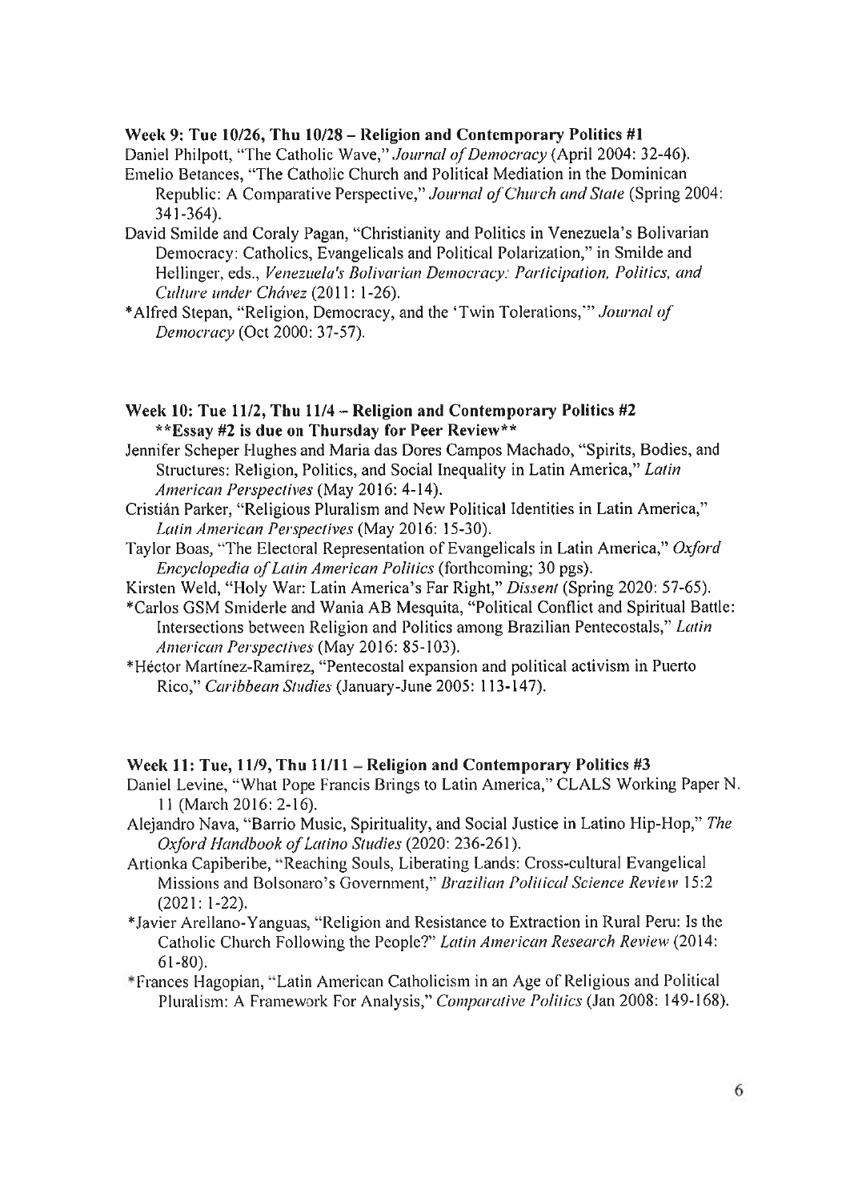**Week 9: Tue 10/26, Thu 10/28 – Religion and Contemporary Politics #1**

Daniel Philpott, "The Catholic Wave," *Journal of Democracy* (April 2004: 32-46).

Emelio Betances, "The Catholic Church and Political Mediation in the Dominican Republic: A Comparative Perspective," *Journal of Church and State* (Spring 2004: 341-364).

David Smilde and Coraly Pagan, "Christianity and Politics in Venezuela's Bolivarian Democracy: Catholics, Evangelicals and Political Polarization," in Smilde and Hellinger, eds., *Venezuela's Bolivarian Democracy: Participation, Politics, and Culture under Chávez* (2011: 1-26).

*Alfred Stepan, "Religion, Democracy, and the 'Twin Tolerations,'" *Journal of Democracy* (Oct 2000: 37-57).

**Week 10: Tue 11/2, Thu 11/4 – Religion and Contemporary Politics #2**
****Essay #2 is due on Thursday for Peer Review****

Jennifer Scheper Hughes and Maria das Dores Campos Machado, "Spirits, Bodies, and Structures: Religion, Politics, and Social Inequality in Latin America," *Latin American Perspectives* (May 2016: 4-14).

Cristián Parker, "Religious Pluralism and New Political Identities in Latin America," *Latin American Perspectives* (May 2016: 15-30).

Taylor Boas, "The Electoral Representation of Evangelicals in Latin America," *Oxford Encyclopedia of Latin American Politics* (forthcoming; 30 pgs).

Kirsten Weld, "Holy War: Latin America's Far Right," *Dissent* (Spring 2020: 57-65).

*Carlos GSM Smiderle and Wania AB Mesquita, "Political Conflict and Spiritual Battle: Intersections between Religion and Politics among Brazilian Pentecostals," *Latin American Perspectives* (May 2016: 85-103).

*Héctor Martínez-Ramírez, "Pentecostal expansion and political activism in Puerto Rico," *Caribbean Studies* (January-June 2005: 113-147).

**Week 11: Tue, 11/9, Thu 11/11 – Religion and Contemporary Politics #3**

Daniel Levine, "What Pope Francis Brings to Latin America," CLALS Working Paper N. 11 (March 2016: 2-16).

Alejandro Nava, "Barrio Music, Spirituality, and Social Justice in Latino Hip-Hop," *The Oxford Handbook of Latino Studies* (2020: 236-261).

Artionka Capiberibe, "Reaching Souls, Liberating Lands: Cross-cultural Evangelical Missions and Bolsonaro's Government," *Brazilian Political Science Review* 15:2 (2021: 1-22).

*Javier Arellano-Yanguas, "Religion and Resistance to Extraction in Rural Peru: Is the Catholic Church Following the People?" *Latin American Research Review* (2014: 61-80).

*Frances Hagopian, "Latin American Catholicism in an Age of Religious and Political Pluralism: A Framework For Analysis," *Comparative Politics* (Jan 2008: 149-168).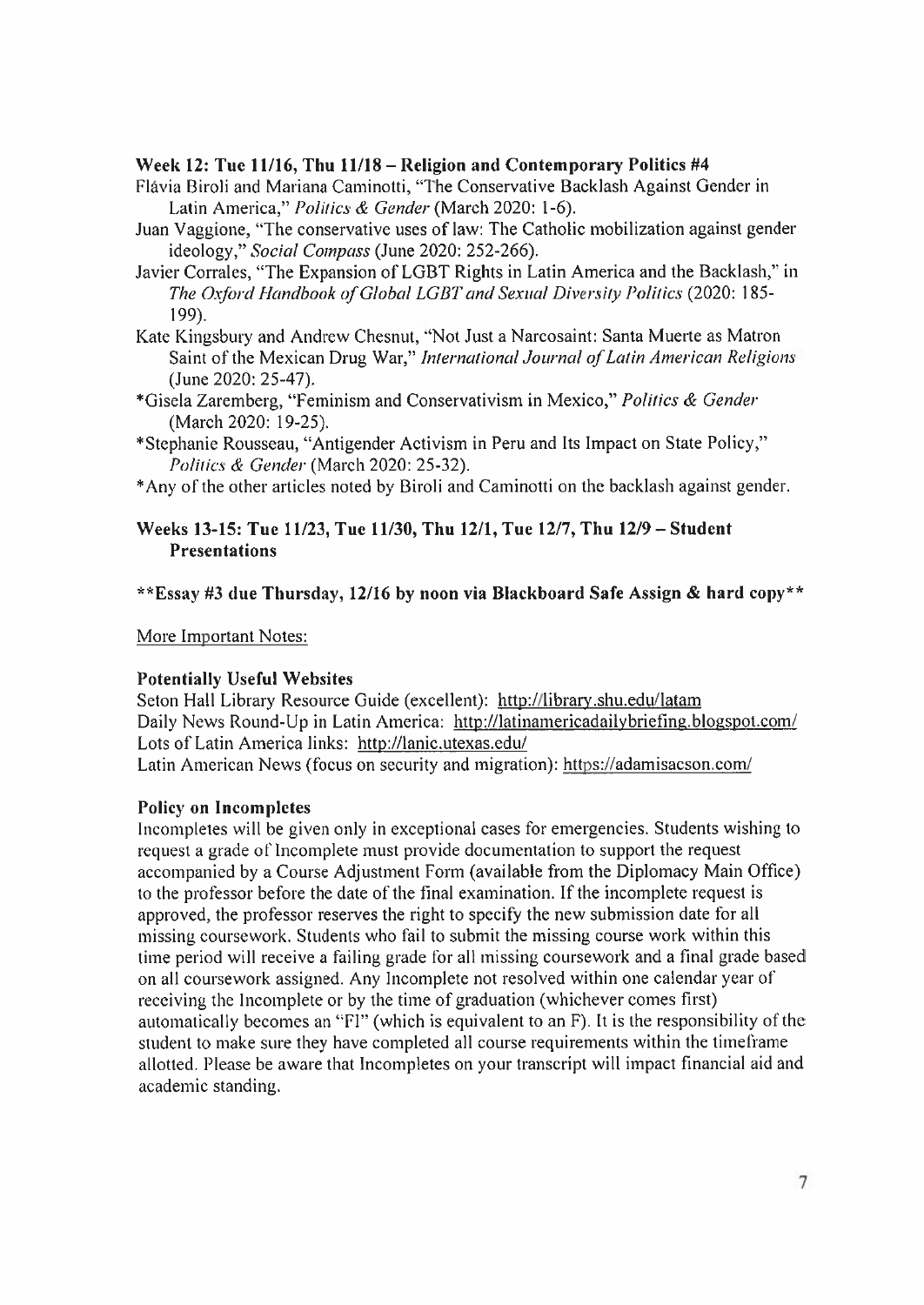**Week 12: Tue 11/16, Thu 11/18 – Religion and Contemporary Politics #4**

Flávia Biroli and Mariana Caminotti, "The Conservative Backlash Against Gender in Latin America," *Politics & Gender* (March 2020: 1-6).

Juan Vaggione, "The conservative uses of law: The Catholic mobilization against gender ideology," *Social Compass* (June 2020: 252-266).

Javier Corrales, "The Expansion of LGBT Rights in Latin America and the Backlash," in *The Oxford Handbook of Global LGBT and Sexual Diversity Politics* (2020: 185-199).

Kate Kingsbury and Andrew Chesnut, "Not Just a Narcosaint: Santa Muerte as Matron Saint of the Mexican Drug War," *International Journal of Latin American Religions* (June 2020: 25-47).

*Gisela Zaremberg, "Feminism and Conservativism in Mexico," *Politics & Gender* (March 2020: 19-25).

*Stephanie Rousseau, "Antigender Activism in Peru and Its Impact on State Policy," *Politics & Gender* (March 2020: 25-32).

*Any of the other articles noted by Biroli and Caminotti on the backlash against gender.

**Weeks 13-15: Tue 11/23, Tue 11/30, Thu 12/1, Tue 12/7, Thu 12/9 – Student Presentations**

****Essay #3 due Thursday, 12/16 by noon via Blackboard Safe Assign & hard copy****

More Important Notes:

**Potentially Useful Websites**

Seton Hall Library Resource Guide (excellent): http://library.shu.edu/latam
Daily News Round-Up in Latin America: http://latinamericadailybriefing.blogspot.com/
Lots of Latin America links: http://lanic.utexas.edu/
Latin American News (focus on security and migration): https://adamisacson.com/

**Policy on Incompletes**

Incompletes will be given only in exceptional cases for emergencies. Students wishing to request a grade of Incomplete must provide documentation to support the request accompanied by a Course Adjustment Form (available from the Diplomacy Main Office) to the professor before the date of the final examination. If the incomplete request is approved, the professor reserves the right to specify the new submission date for all missing coursework. Students who fail to submit the missing course work within this time period will receive a failing grade for all missing coursework and a final grade based on all coursework assigned. Any Incomplete not resolved within one calendar year of receiving the Incomplete or by the time of graduation (whichever comes first) automatically becomes an "FI" (which is equivalent to an F). It is the responsibility of the student to make sure they have completed all course requirements within the timeframe allotted. Please be aware that Incompletes on your transcript will impact financial aid and academic standing.